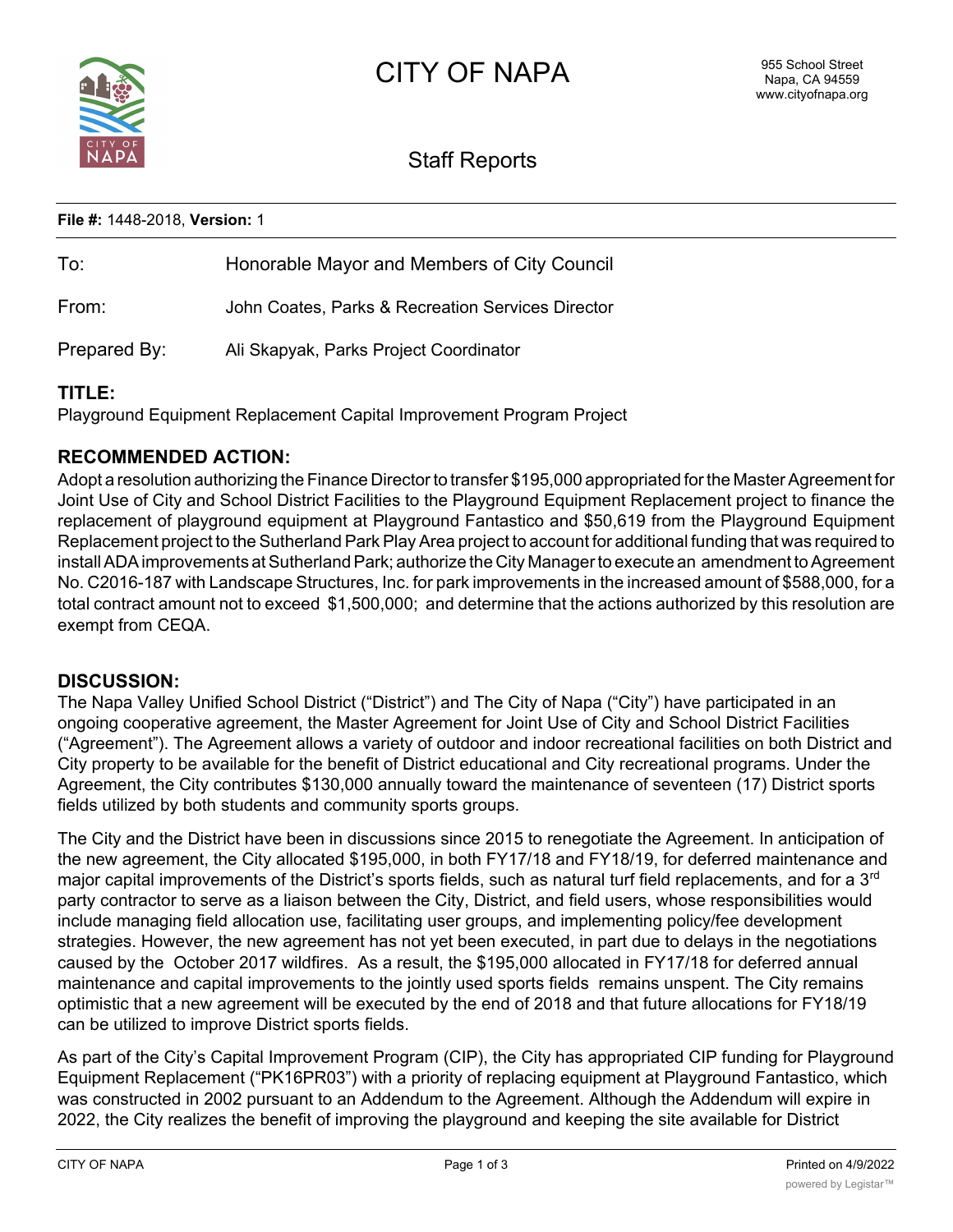# CITY OF NAPA

955 School Street
Napa, CA 94559
www.cityofnapa.org

## Staff Reports

**File #:** 1448-2018, **Version:** 1

| | |
|---|---|
| To: | Honorable Mayor and Members of City Council |
| From: | John Coates, Parks & Recreation Services Director |
| Prepared By: | Ali Skapyak, Parks Project Coordinator |

### TITLE:

Playground Equipment Replacement Capital Improvement Program Project

### RECOMMENDED ACTION:

Adopt a resolution authorizing the Finance Director to transfer $195,000 appropriated for the Master Agreement for Joint Use of City and School District Facilities to the Playground Equipment Replacement project to finance the replacement of playground equipment at Playground Fantastico and $50,619 from the Playground Equipment Replacement project to the Sutherland Park Play Area project to account for additional funding that was required to install ADA improvements at Sutherland Park; authorize the City Manager to execute an amendment to Agreement No. C2016-187 with Landscape Structures, Inc. for park improvements in the increased amount of $588,000, for a total contract amount not to exceed $1,500,000; and determine that the actions authorized by this resolution are exempt from CEQA.

### DISCUSSION:

The Napa Valley Unified School District ("District") and The City of Napa ("City") have participated in an ongoing cooperative agreement, the Master Agreement for Joint Use of City and School District Facilities ("Agreement"). The Agreement allows a variety of outdoor and indoor recreational facilities on both District and City property to be available for the benefit of District educational and City recreational programs. Under the Agreement, the City contributes $130,000 annually toward the maintenance of seventeen (17) District sports fields utilized by both students and community sports groups.

The City and the District have been in discussions since 2015 to renegotiate the Agreement. In anticipation of the new agreement, the City allocated $195,000, in both FY17/18 and FY18/19, for deferred maintenance and major capital improvements of the District's sports fields, such as natural turf field replacements, and for a 3rd party contractor to serve as a liaison between the City, District, and field users, whose responsibilities would include managing field allocation use, facilitating user groups, and implementing policy/fee development strategies. However, the new agreement has not yet been executed, in part due to delays in the negotiations caused by the October 2017 wildfires. As a result, the $195,000 allocated in FY17/18 for deferred annual maintenance and capital improvements to the jointly used sports fields remains unspent. The City remains optimistic that a new agreement will be executed by the end of 2018 and that future allocations for FY18/19 can be utilized to improve District sports fields.

As part of the City's Capital Improvement Program (CIP), the City has appropriated CIP funding for Playground Equipment Replacement ("PK16PR03") with a priority of replacing equipment at Playground Fantastico, which was constructed in 2002 pursuant to an Addendum to the Agreement. Although the Addendum will expire in 2022, the City realizes the benefit of improving the playground and keeping the site available for District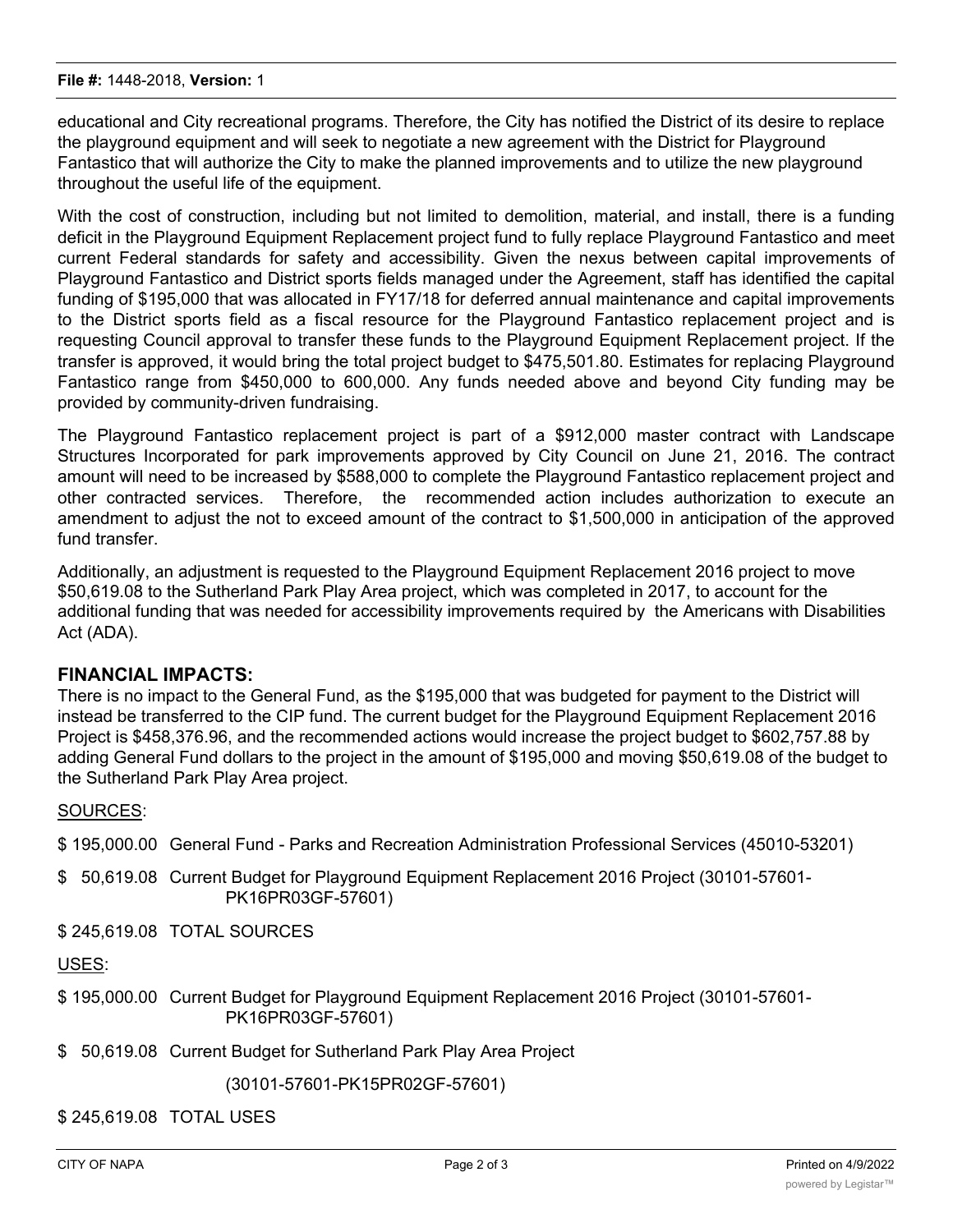educational and City recreational programs. Therefore, the City has notified the District of its desire to replace the playground equipment and will seek to negotiate a new agreement with the District for Playground Fantastico that will authorize the City to make the planned improvements and to utilize the new playground throughout the useful life of the equipment.

With the cost of construction, including but not limited to demolition, material, and install, there is a funding deficit in the Playground Equipment Replacement project fund to fully replace Playground Fantastico and meet current Federal standards for safety and accessibility. Given the nexus between capital improvements of Playground Fantastico and District sports fields managed under the Agreement, staff has identified the capital funding of $195,000 that was allocated in FY17/18 for deferred annual maintenance and capital improvements to the District sports field as a fiscal resource for the Playground Fantastico replacement project and is requesting Council approval to transfer these funds to the Playground Equipment Replacement project. If the transfer is approved, it would bring the total project budget to $475,501.80. Estimates for replacing Playground Fantastico range from $450,000 to 600,000. Any funds needed above and beyond City funding may be provided by community-driven fundraising.

The Playground Fantastico replacement project is part of a $912,000 master contract with Landscape Structures Incorporated for park improvements approved by City Council on June 21, 2016. The contract amount will need to be increased by $588,000 to complete the Playground Fantastico replacement project and other contracted services. Therefore, the recommended action includes authorization to execute an amendment to adjust the not to exceed amount of the contract to $1,500,000 in anticipation of the approved fund transfer.

Additionally, an adjustment is requested to the Playground Equipment Replacement 2016 project to move $50,619.08 to the Sutherland Park Play Area project, which was completed in 2017, to account for the additional funding that was needed for accessibility improvements required by the Americans with Disabilities Act (ADA).

## FINANCIAL IMPACTS:

There is no impact to the General Fund, as the $195,000 that was budgeted for payment to the District will instead be transferred to the CIP fund. The current budget for the Playground Equipment Replacement 2016 Project is $458,376.96, and the recommended actions would increase the project budget to $602,757.88 by adding General Fund dollars to the project in the amount of $195,000 and moving $50,619.08 of the budget to the Sutherland Park Play Area project.

SOURCES:

$ 195,000.00 General Fund - Parks and Recreation Administration Professional Services (45010-53201)

$ 50,619.08 Current Budget for Playground Equipment Replacement 2016 Project (30101-57601-PK16PR03GF-57601)

$ 245,619.08 TOTAL SOURCES

USES:

$ 195,000.00 Current Budget for Playground Equipment Replacement 2016 Project (30101-57601-PK16PR03GF-57601)

$ 50,619.08 Current Budget for Sutherland Park Play Area Project (30101-57601-PK15PR02GF-57601)

$ 245,619.08 TOTAL USES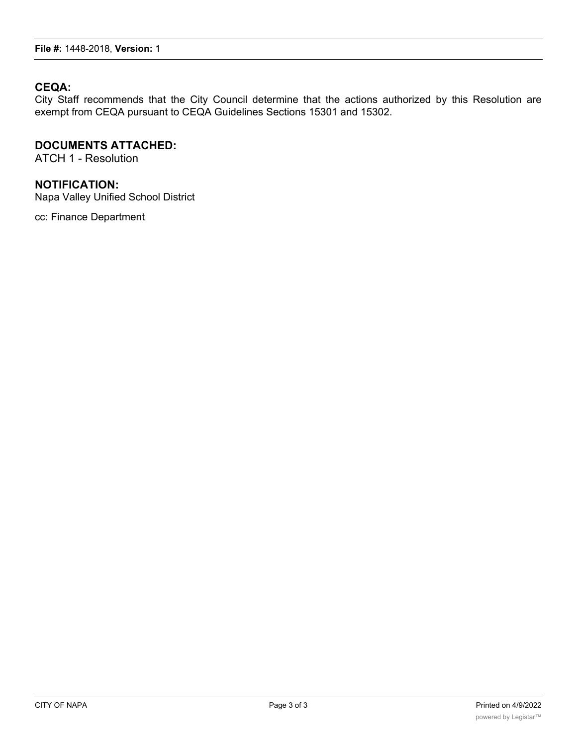## CEQA:

City Staff recommends that the City Council determine that the actions authorized by this Resolution are exempt from CEQA pursuant to CEQA Guidelines Sections 15301 and 15302.

## DOCUMENTS ATTACHED:

ATCH 1 - Resolution

## NOTIFICATION:

Napa Valley Unified School District

cc: Finance Department